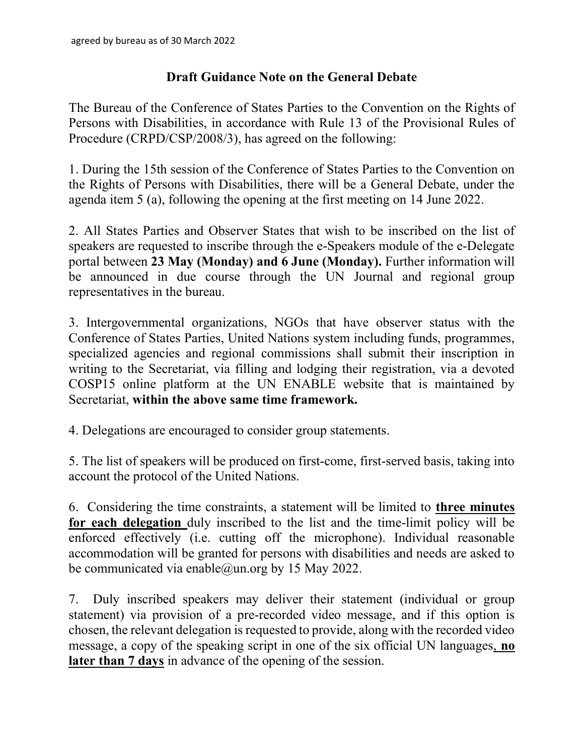agreed by bureau as of 30 March 2022

# Draft Guidance Note on the General Debate

The Bureau of the Conference of States Parties to the Convention on the Rights of Persons with Disabilities, in accordance with Rule 13 of the Provisional Rules of Procedure (CRPD/CSP/2008/3), has agreed on the following:

1. During the 15th session of the Conference of States Parties to the Convention on the Rights of Persons with Disabilities, there will be a General Debate, under the agenda item 5 (a), following the opening at the first meeting on 14 June 2022.

2. All States Parties and Observer States that wish to be inscribed on the list of speakers are requested to inscribe through the e-Speakers module of the e-Delegate portal between **23 May (Monday) and 6 June (Monday).** Further information will be announced in due course through the UN Journal and regional group representatives in the bureau.

3. Intergovernmental organizations, NGOs that have observer status with the Conference of States Parties, United Nations system including funds, programmes, specialized agencies and regional commissions shall submit their inscription in writing to the Secretariat, via filling and lodging their registration, via a devoted COSP15 online platform at the UN ENABLE website that is maintained by Secretariat, **within the above same time framework.**

4. Delegations are encouraged to consider group statements.

5. The list of speakers will be produced on first-come, first-served basis, taking into account the protocol of the United Nations.

6. Considering the time constraints, a statement will be limited to **three minutes for each delegation** duly inscribed to the list and the time-limit policy will be enforced effectively (i.e. cutting off the microphone). Individual reasonable accommodation will be granted for persons with disabilities and needs are asked to be communicated via enable@un.org by 15 May 2022.

7. Duly inscribed speakers may deliver their statement (individual or group statement) via provision of a pre-recorded video message, and if this option is chosen, the relevant delegation is requested to provide, along with the recorded video message, a copy of the speaking script in one of the six official UN languages**, no later than 7 days** in advance of the opening of the session.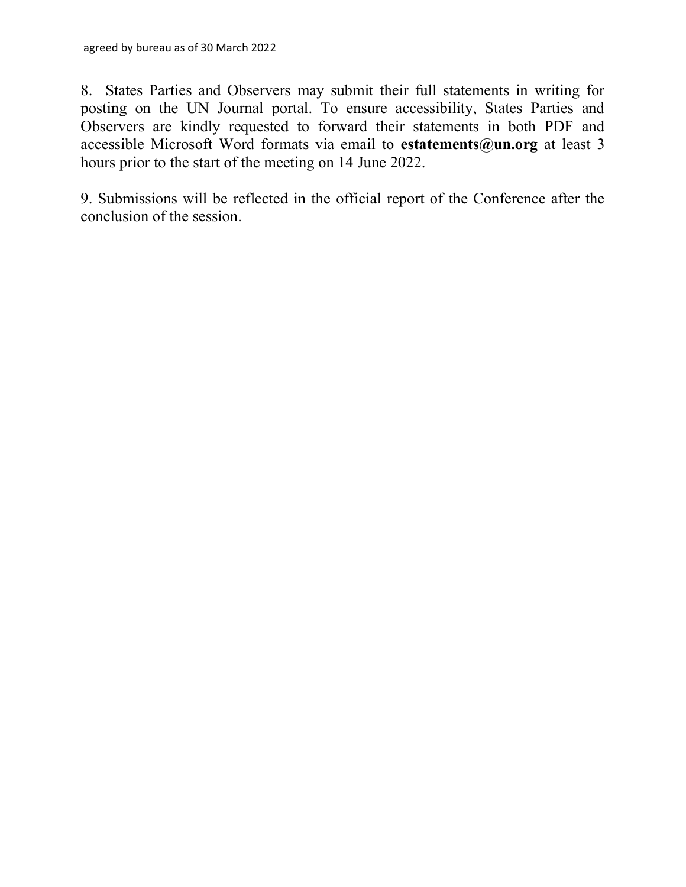8. States Parties and Observers may submit their full statements in writing for posting on the UN Journal portal. To ensure accessibility, States Parties and Observers are kindly requested to forward their statements in both PDF and accessible Microsoft Word formats via email to **estatements@un.org** at least 3 hours prior to the start of the meeting on 14 June 2022.

9. Submissions will be reflected in the official report of the Conference after the conclusion of the session.